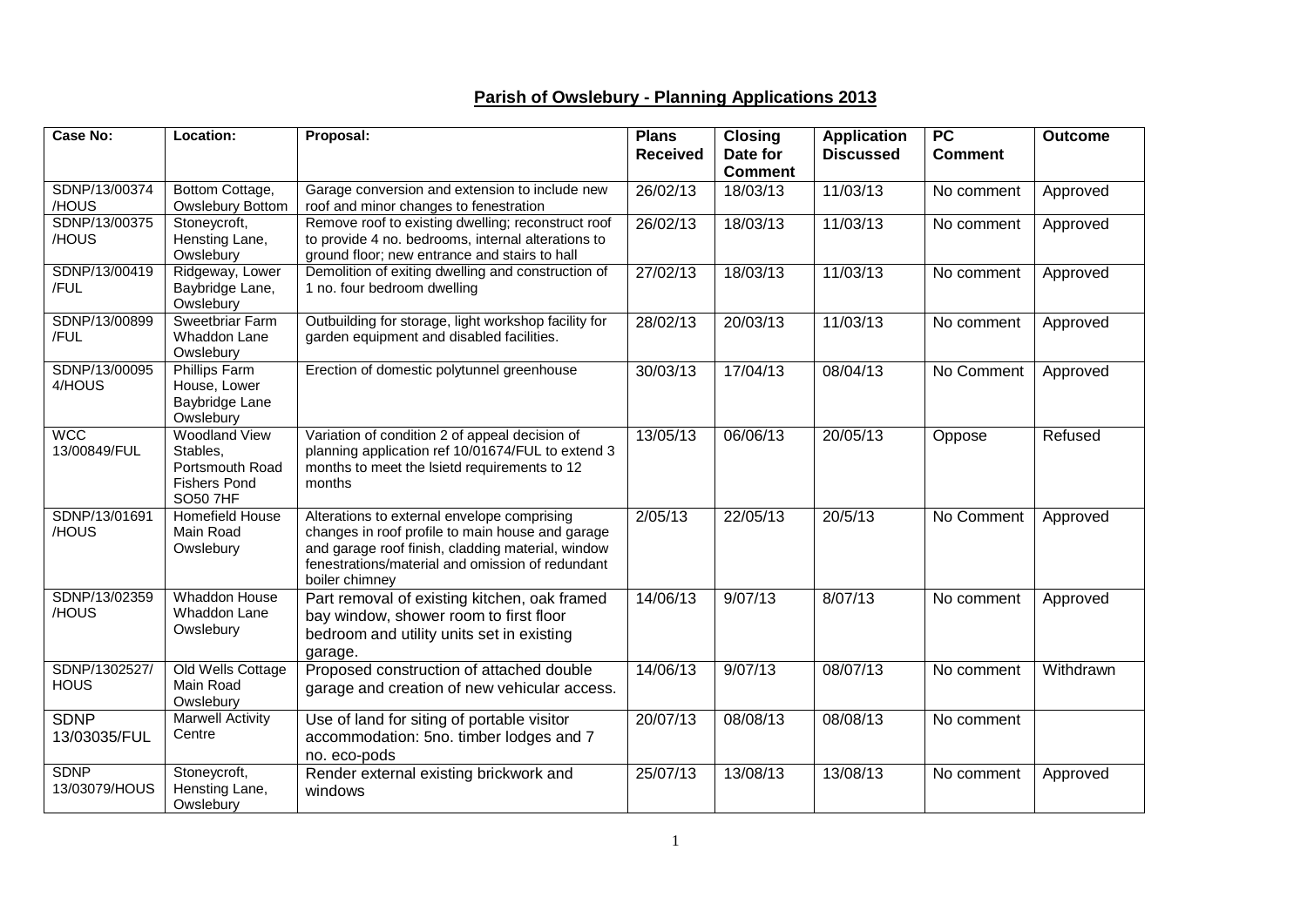# Parish of Owslebury - Planning Applications 2013

| Case No: | Location: | Proposal: | Plans Received | Closing Date for Comment | Application Discussed | PC Comment | Outcome |
|---|---|---|---|---|---|---|---|
| SDNP/13/00374 /HOUS | Bottom Cottage, Owslebury Bottom | Garage conversion and extension to include new roof and minor changes to fenestration | 26/02/13 | 18/03/13 | 11/03/13 | No comment | Approved |
| SDNP/13/00375 /HOUS | Stoneycroft, Hensting Lane, Owslebury | Remove roof to existing dwelling; reconstruct roof to provide 4 no. bedrooms, internal alterations to ground floor; new entrance and stairs to hall | 26/02/13 | 18/03/13 | 11/03/13 | No comment | Approved |
| SDNP/13/00419 /FUL | Ridgeway, Lower Baybridge Lane, Owslebury | Demolition of exiting dwelling and construction of 1 no. four bedroom dwelling | 27/02/13 | 18/03/13 | 11/03/13 | No comment | Approved |
| SDNP/13/00899 /FUL | Sweetbriar Farm Whaddon Lane Owslebury | Outbuilding for storage, light workshop facility for garden equipment and disabled facilities. | 28/02/13 | 20/03/13 | 11/03/13 | No comment | Approved |
| SDNP/13/00095 4/HOUS | Phillips Farm House, Lower Baybridge Lane Owslebury | Erection of domestic polytunnel greenhouse | 30/03/13 | 17/04/13 | 08/04/13 | No Comment | Approved |
| WCC 13/00849/FUL | Woodland View Stables, Portsmouth Road Fishers Pond SO50 7HF | Variation of condition 2 of appeal decision of planning application ref 10/01674/FUL to extend 3 months to meet the lsietd requirements to 12 months | 13/05/13 | 06/06/13 | 20/05/13 | Oppose | Refused |
| SDNP/13/01691 /HOUS | Homefield House Main Road Owslebury | Alterations to external envelope comprising changes in roof profile to main house and garage and garage roof finish, cladding material, window fenestrations/material and omission of redundant boiler chimney | 2/05/13 | 22/05/13 | 20/5/13 | No Comment | Approved |
| SDNP/13/02359 /HOUS | Whaddon House Whaddon Lane Owslebury | Part removal of existing kitchen, oak framed bay window, shower room to first floor bedroom and utility units set in existing garage. | 14/06/13 | 9/07/13 | 8/07/13 | No comment | Approved |
| SDNP/1302527/ HOUS | Old Wells Cottage Main Road Owslebury | Proposed construction of attached double garage and creation of new vehicular access. | 14/06/13 | 9/07/13 | 08/07/13 | No comment | Withdrawn |
| SDNP 13/03035/FUL | Marwell Activity Centre | Use of land for siting of portable visitor accommodation: 5no. timber lodges and 7 no. eco-pods | 20/07/13 | 08/08/13 | 08/08/13 | No comment | |
| SDNP 13/03079/HOUS | Stoneycroft, Hensting Lane, Owslebury | Render external existing brickwork and windows | 25/07/13 | 13/08/13 | 13/08/13 | No comment | Approved |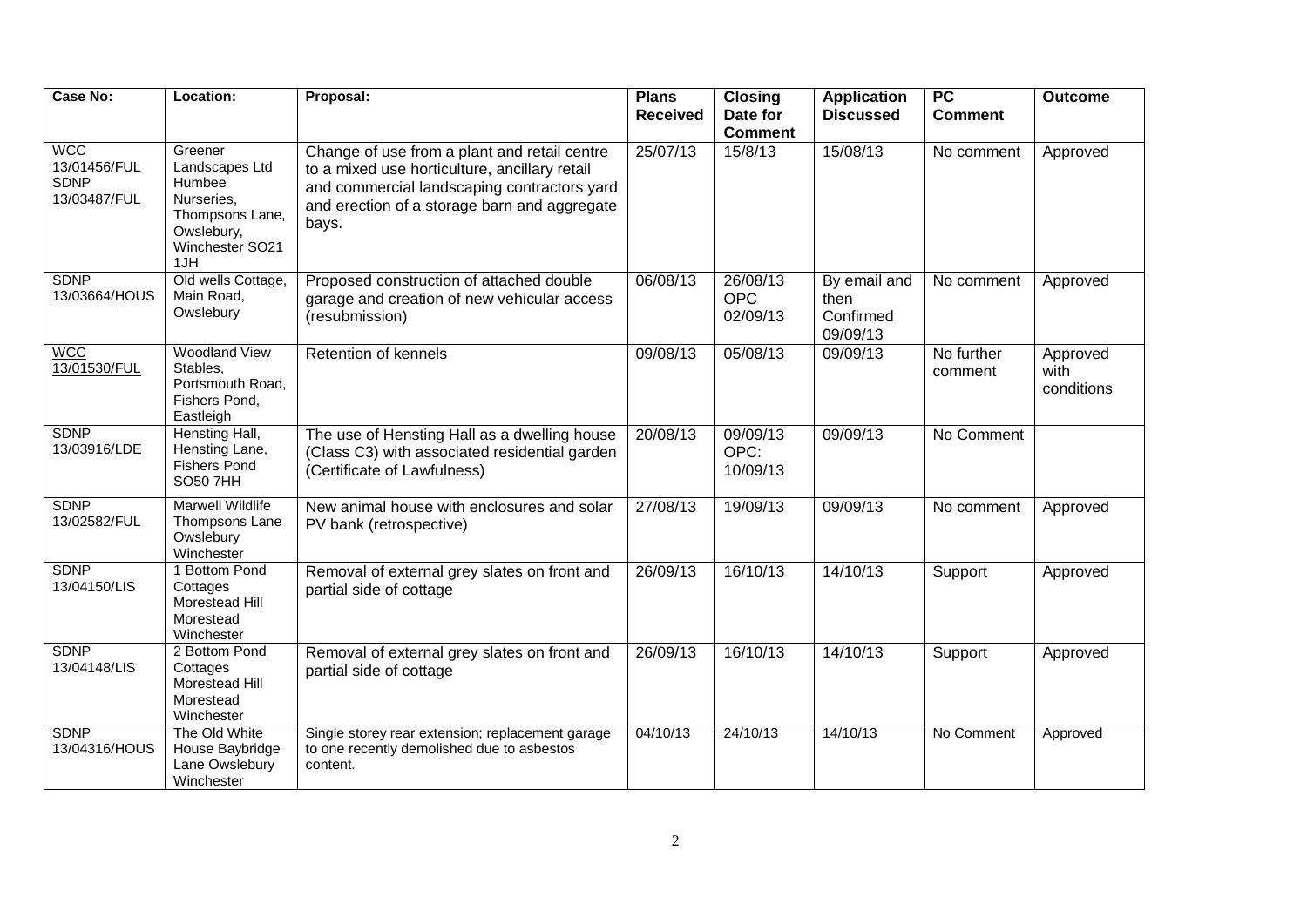| Case No: | Location: | Proposal: | Plans Received | Closing Date for Comment | Application Discussed | PC Comment | Outcome |
|---|---|---|---|---|---|---|---|
| WCC 13/01456/FUL SDNP 13/03487/FUL | Greener Landscapes Ltd Humbee Nurseries, Thompsons Lane, Owslebury, Winchester SO21 1JH | Change of use from a plant and retail centre to a mixed use horticulture, ancillary retail and commercial landscaping contractors yard and erection of a storage barn and aggregate bays. | 25/07/13 | 15/8/13 | 15/08/13 | No comment | Approved |
| SDNP 13/03664/HOUS | Old wells Cottage, Main Road, Owslebury | Proposed construction of attached double garage and creation of new vehicular access (resubmission) | 06/08/13 | 26/08/13 OPC 02/09/13 | By email and then Confirmed 09/09/13 | No comment | Approved |
| WCC 13/01530/FUL | Woodland View Stables, Portsmouth Road, Fishers Pond, Eastleigh | Retention of kennels | 09/08/13 | 05/08/13 | 09/09/13 | No further comment | Approved with conditions |
| SDNP 13/03916/LDE | Hensting Hall, Hensting Lane, Fishers Pond SO50 7HH | The use of Hensting Hall as a dwelling house (Class C3) with associated residential garden (Certificate of Lawfulness) | 20/08/13 | 09/09/13 OPC: 10/09/13 | 09/09/13 | No Comment | |
| SDNP 13/02582/FUL | Marwell Wildlife Thompsons Lane Owslebury Winchester | New animal house with enclosures and solar PV bank (retrospective) | 27/08/13 | 19/09/13 | 09/09/13 | No comment | Approved |
| SDNP 13/04150/LIS | 1 Bottom Pond Cottages Morestead Hill Morestead Winchester | Removal of external grey slates on front and partial side of cottage | 26/09/13 | 16/10/13 | 14/10/13 | Support | Approved |
| SDNP 13/04148/LIS | 2 Bottom Pond Cottages Morestead Hill Morestead Winchester | Removal of external grey slates on front and partial side of cottage | 26/09/13 | 16/10/13 | 14/10/13 | Support | Approved |
| SDNP 13/04316/HOUS | The Old White House Baybridge Lane Owslebury Winchester | Single storey rear extension; replacement garage to one recently demolished due to asbestos content. | 04/10/13 | 24/10/13 | 14/10/13 | No Comment | Approved |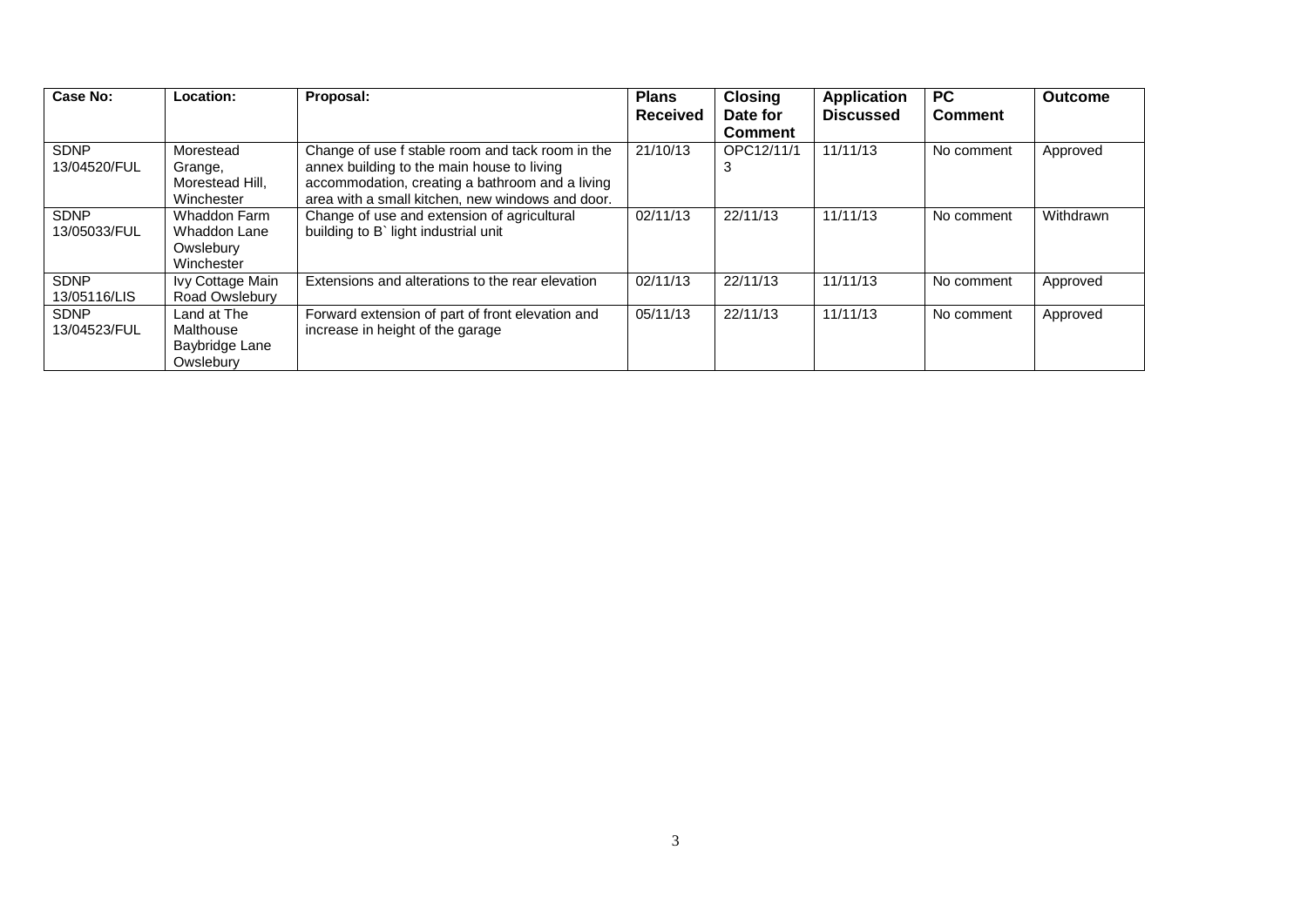| Case No: | Location: | Proposal: | Plans Received | Closing Date for Comment | Application Discussed | PC Comment | Outcome |
|---|---|---|---|---|---|---|---|
| SDNP 13/04520/FUL | Morestead Grange, Morestead Hill, Winchester | Change of use f stable room and tack room in the annex building to the main house to living accommodation, creating a bathroom and a living area with a small kitchen, new windows and door. | 21/10/13 | OPC12/11/13 | 11/11/13 | No comment | Approved |
| SDNP 13/05033/FUL | Whaddon Farm Whaddon Lane Owslebury Winchester | Change of use and extension of agricultural building to B` light industrial unit | 02/11/13 | 22/11/13 | 11/11/13 | No comment | Withdrawn |
| SDNP 13/05116/LIS | Ivy Cottage Main Road Owslebury | Extensions and alterations to the rear elevation | 02/11/13 | 22/11/13 | 11/11/13 | No comment | Approved |
| SDNP 13/04523/FUL | Land at The Malthouse Baybridge Lane Owslebury | Forward extension of part of front elevation and increase in height of the garage | 05/11/13 | 22/11/13 | 11/11/13 | No comment | Approved |